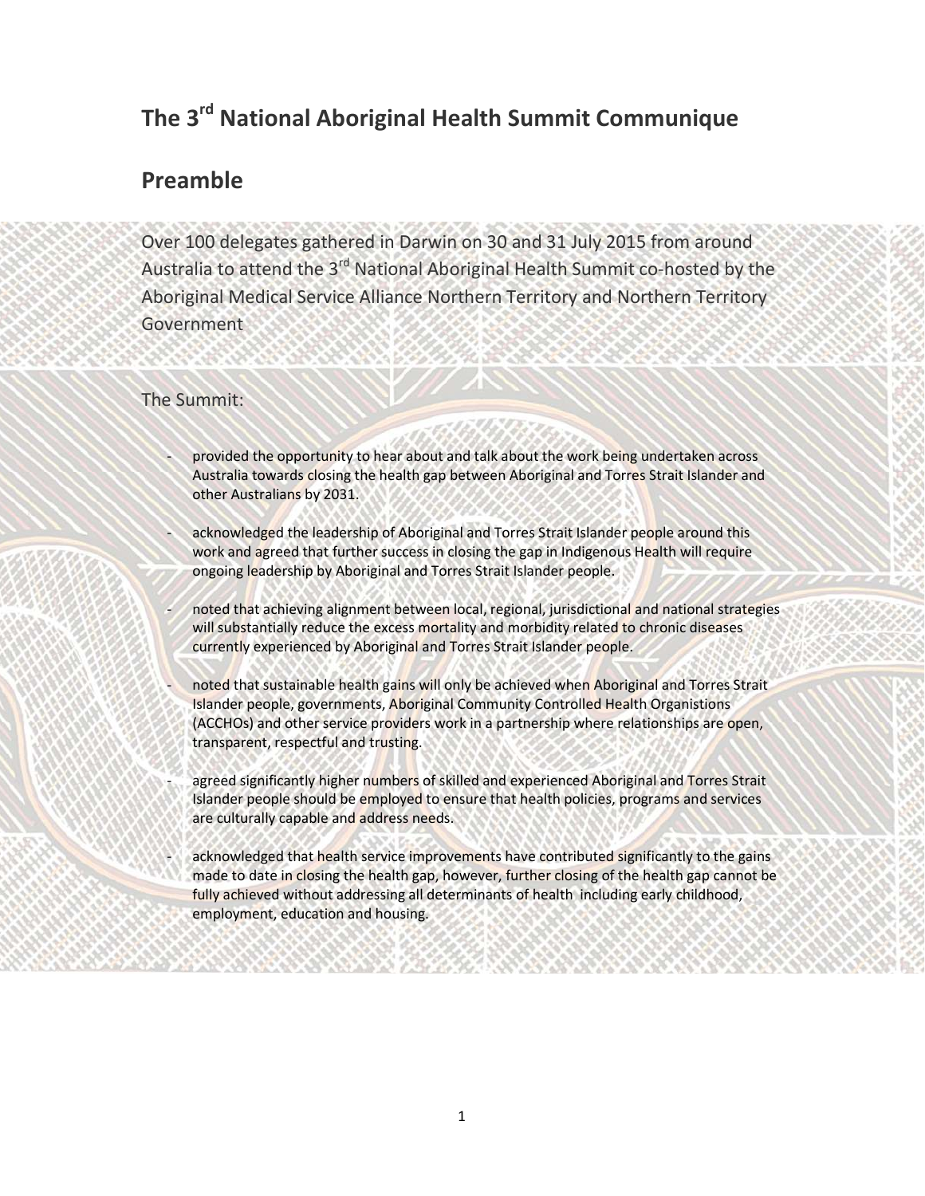# The 3rd National Aboriginal Health Summit Communique

## Preamble

Over 100 delegates gathered in Darwin on 30 and 31 July 2015 from around Australia to attend the 3rd National Aboriginal Health Summit co-hosted by the Aboriginal Medical Service Alliance Northern Territory and Northern Territory Government

The Summit:

- provided the opportunity to hear about and talk about the work being undertaken across Australia towards closing the health gap between Aboriginal and Torres Strait Islander and other Australians by 2031.
- acknowledged the leadership of Aboriginal and Torres Strait Islander people around this work and agreed that further success in closing the gap in Indigenous Health will require ongoing leadership by Aboriginal and Torres Strait Islander people.
- noted that achieving alignment between local, regional, jurisdictional and national strategies will substantially reduce the excess mortality and morbidity related to chronic diseases currently experienced by Aboriginal and Torres Strait Islander people.
- noted that sustainable health gains will only be achieved when Aboriginal and Torres Strait Islander people, governments, Aboriginal Community Controlled Health Organistions (ACCHOs) and other service providers work in a partnership where relationships are open, transparent, respectful and trusting.
- agreed significantly higher numbers of skilled and experienced Aboriginal and Torres Strait Islander people should be employed to ensure that health policies, programs and services are culturally capable and address needs.
- acknowledged that health service improvements have contributed significantly to the gains made to date in closing the health gap, however, further closing of the health gap cannot be fully achieved without addressing all determinants of health including early childhood, employment, education and housing.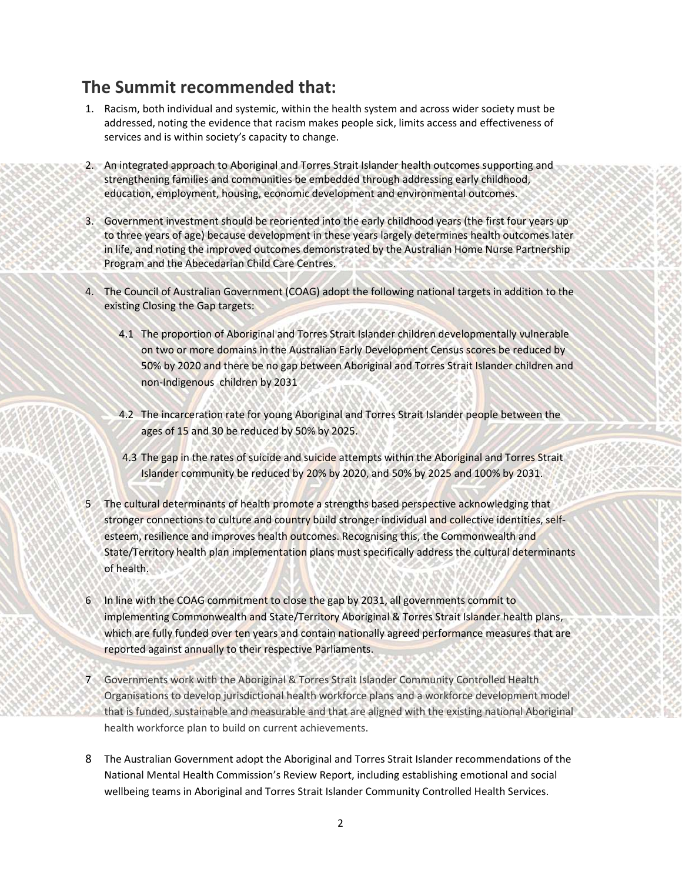## The Summit recommended that:

1. Racism, both individual and systemic, within the health system and across wider society must be addressed, noting the evidence that racism makes people sick, limits access and effectiveness of services and is within society's capacity to change.

2. An integrated approach to Aboriginal and Torres Strait Islander health outcomes supporting and strengthening families and communities be embedded through addressing early childhood, education, employment, housing, economic development and environmental outcomes.

3. Government investment should be reoriented into the early childhood years (the first four years up to three years of age) because development in these years largely determines health outcomes later in life, and noting the improved outcomes demonstrated by the Australian Home Nurse Partnership Program and the Abecedarian Child Care Centres.

4. The Council of Australian Government (COAG) adopt the following national targets in addition to the existing Closing the Gap targets:

   4.1 The proportion of Aboriginal and Torres Strait Islander children developmentally vulnerable on two or more domains in the Australian Early Development Census scores be reduced by 50% by 2020 and there be no gap between Aboriginal and Torres Strait Islander children and non-Indigenous children by 2031

   4.2 The incarceration rate for young Aboriginal and Torres Strait Islander people between the ages of 15 and 30 be reduced by 50% by 2025.

   4.3 The gap in the rates of suicide and suicide attempts within the Aboriginal and Torres Strait Islander community be reduced by 20% by 2020, and 50% by 2025 and 100% by 2031.

5. The cultural determinants of health promote a strengths based perspective acknowledging that stronger connections to culture and country build stronger individual and collective identities, self-esteem, resilience and improves health outcomes. Recognising this, the Commonwealth and State/Territory health plan implementation plans must specifically address the cultural determinants of health.

6. In line with the COAG commitment to close the gap by 2031, all governments commit to implementing Commonwealth and State/Territory Aboriginal & Torres Strait Islander health plans, which are fully funded over ten years and contain nationally agreed performance measures that are reported against annually to their respective Parliaments.

7. Governments work with the Aboriginal & Torres Strait Islander Community Controlled Health Organisations to develop jurisdictional health workforce plans and a workforce development model that is funded, sustainable and measurable and that are aligned with the existing national Aboriginal health workforce plan to build on current achievements.

8. The Australian Government adopt the Aboriginal and Torres Strait Islander recommendations of the National Mental Health Commission's Review Report, including establishing emotional and social wellbeing teams in Aboriginal and Torres Strait Islander Community Controlled Health Services.